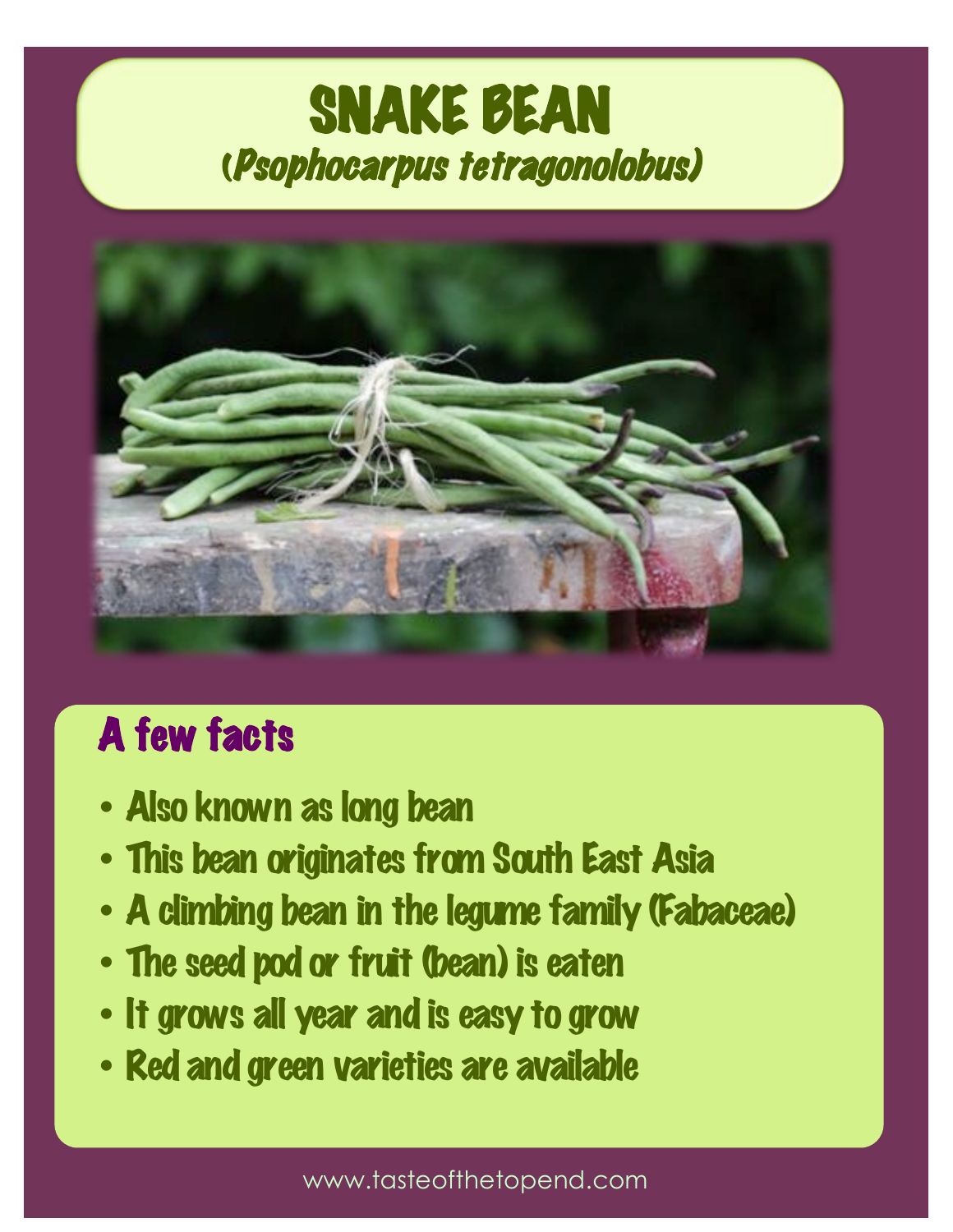# SNAKE BEAN

## (*Psophocarpus tetragonolobus*)

### A few facts

- Also known as long bean
- This bean originates from South East Asia
- A climbing bean in the legume family (Fabaceae)
- The seed pod or fruit (bean) is eaten
- It grows all year and is easy to grow
- Red and green varieties are available

www.tasteofthetopend.com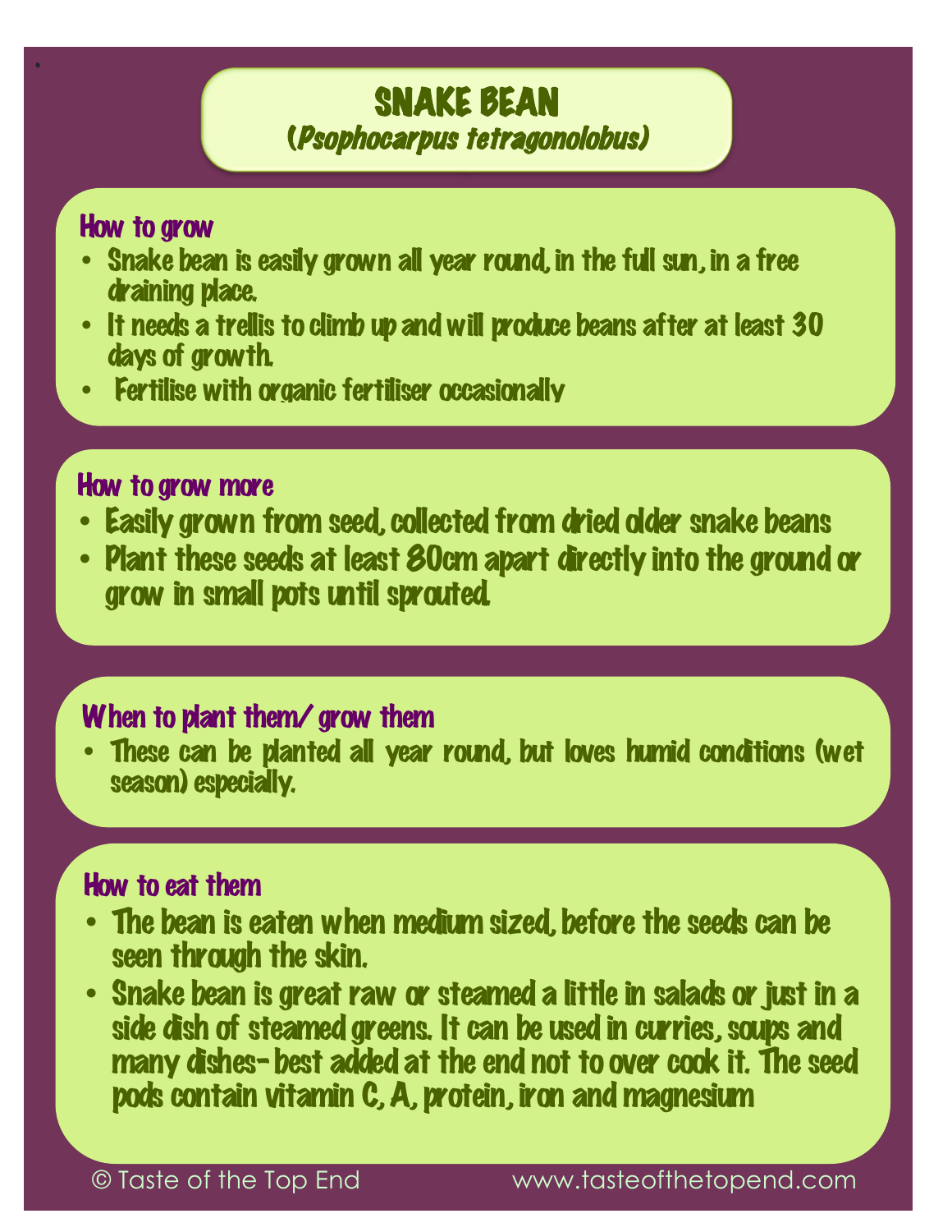# SNAKE BEAN
## (*Psophocarpus tetragonolobus*)

### How to grow

- Snake bean is easily grown all year round, in the full sun, in a free draining place.
- It needs a trellis to climb up and will produce beans after at least 30 days of growth.
- Fertilise with organic fertiliser occasionally

### How to grow more

- Easily grown from seed, collected from dried older snake beans
- Plant these seeds at least 80cm apart directly into the ground or grow in small pots until sprouted.

### When to plant them/ grow them

- These can be planted all year round, but loves humid conditions (wet season) especially.

### How to eat them

- The bean is eaten when medium sized, before the seeds can be seen through the skin.
- Snake bean is great raw or steamed a little in salads or just in a side dish of steamed greens. It can be used in curries, soups and many dishes- best added at the end not to over cook it. The seed pods contain vitamin C, A, protein, iron and magnesium

© Taste of the Top End www.tasteofthetopend.com